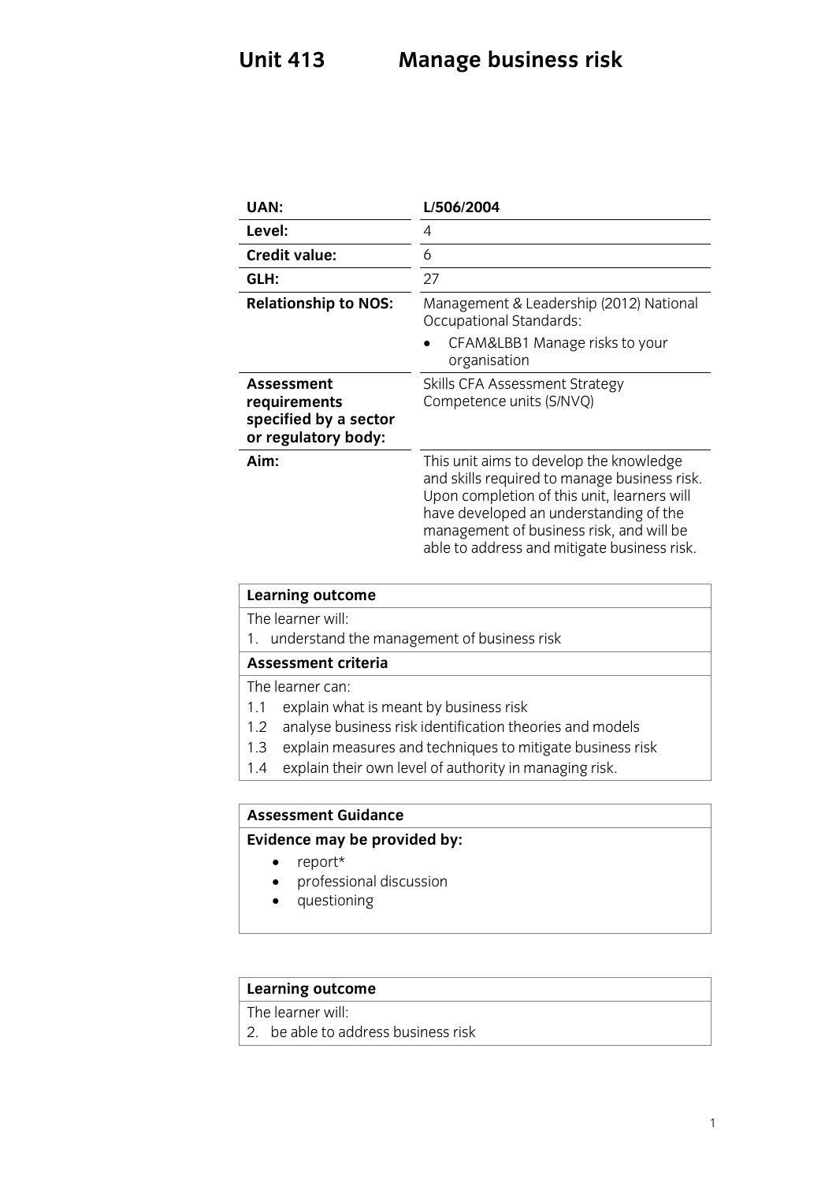# Unit 413 Manage business risk

| | |
|---|---|
| **UAN:** | **L/506/2004** |
| **Level:** | 4 |
| **Credit value:** | 6 |
| **GLH:** | 27 |
| **Relationship to NOS:** | Management & Leadership (2012) National Occupational Standards:<br>• CFAM&LBB1 Manage risks to your organisation |
| **Assessment requirements specified by a sector or regulatory body:** | Skills CFA Assessment Strategy Competence units (S/NVQ) |
| **Aim:** | This unit aims to develop the knowledge and skills required to manage business risk. Upon completion of this unit, learners will have developed an understanding of the management of business risk, and will be able to address and mitigate business risk. |

| **Learning outcome** |
|---|
| The learner will:<br>1. understand the management of business risk |
| **Assessment criteria** |
| The learner can:<br>1.1 explain what is meant by business risk<br>1.2 analyse business risk identification theories and models<br>1.3 explain measures and techniques to mitigate business risk<br>1.4 explain their own level of authority in managing risk. |

| **Assessment Guidance** |
|---|
| **Evidence may be provided by:**<br>• report*<br>• professional discussion<br>• questioning |

| **Learning outcome** |
|---|
| The learner will:<br>2. be able to address business risk |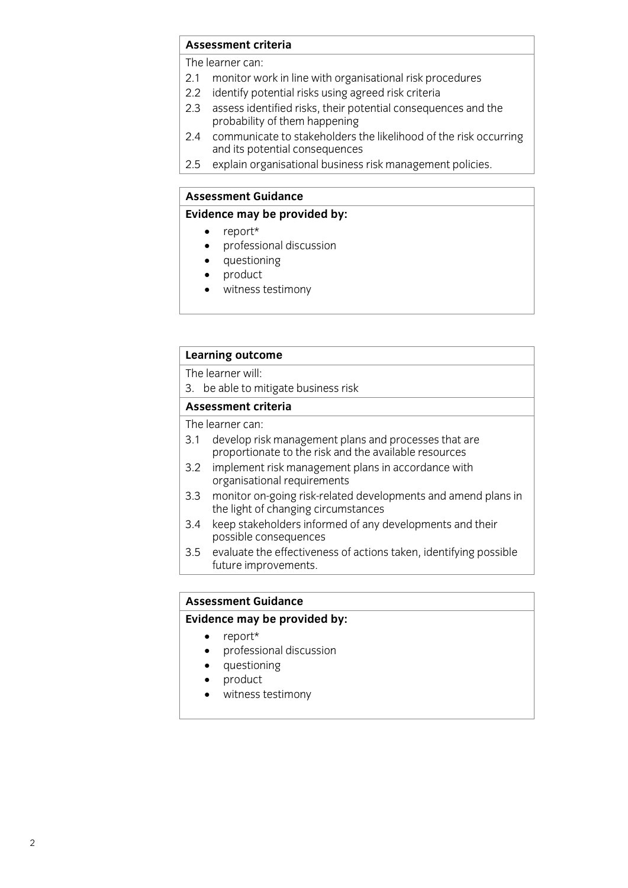**Assessment criteria**

The learner can:

2.1 monitor work in line with organisational risk procedures
2.2 identify potential risks using agreed risk criteria
2.3 assess identified risks, their potential consequences and the probability of them happening
2.4 communicate to stakeholders the likelihood of the risk occurring and its potential consequences
2.5 explain organisational business risk management policies.

**Assessment Guidance**

**Evidence may be provided by:**

- report*
- professional discussion
- questioning
- product
- witness testimony

**Learning outcome**

The learner will:

3. be able to mitigate business risk

**Assessment criteria**

The learner can:

3.1 develop risk management plans and processes that are proportionate to the risk and the available resources
3.2 implement risk management plans in accordance with organisational requirements
3.3 monitor on-going risk-related developments and amend plans in the light of changing circumstances
3.4 keep stakeholders informed of any developments and their possible consequences
3.5 evaluate the effectiveness of actions taken, identifying possible future improvements.

**Assessment Guidance**

**Evidence may be provided by:**

- report*
- professional discussion
- questioning
- product
- witness testimony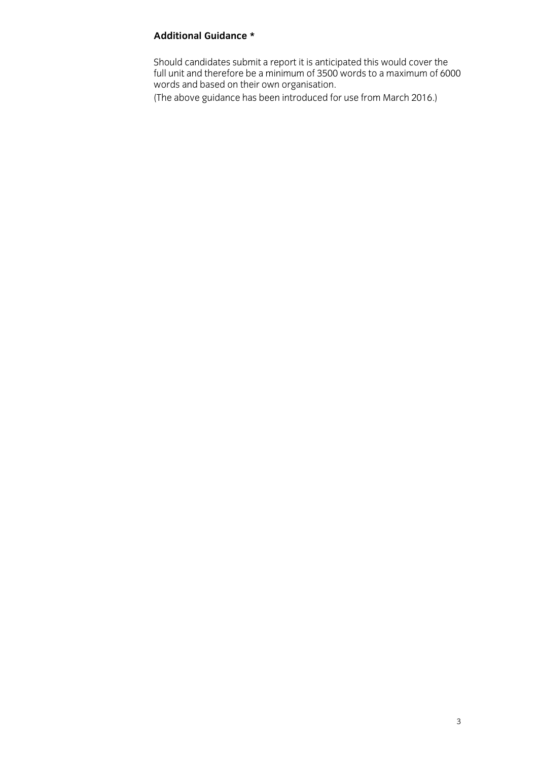**Additional Guidance ***

Should candidates submit a report it is anticipated this would cover the full unit and therefore be a minimum of 3500 words to a maximum of 6000 words and based on their own organisation.

(The above guidance has been introduced for use from March 2016.)